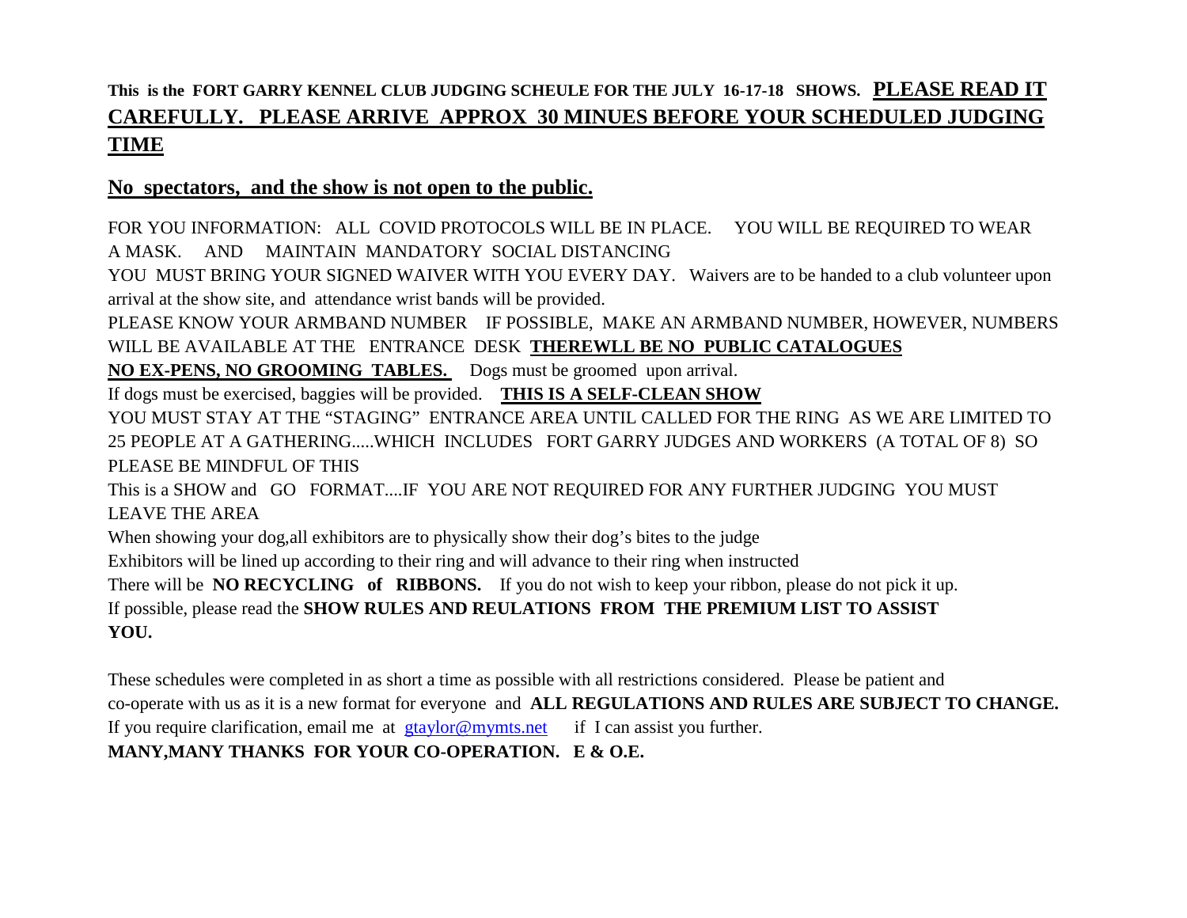**This is the FORT GARRY KENNEL CLUB JUDGING SCHEULE FOR THE JULY 16-17-18 SHOWS. PLEASE READ IT CAREFULLY. PLEASE ARRIVE APPROX 30 MINUES BEFORE YOUR SCHEDULED JUDGING TIME**

**No spectators, and the show is not open to the public.**

FOR YOU INFORMATION: ALL COVID PROTOCOLS WILL BE IN PLACE. YOU WILL BE REQUIRED TO WEAR A MASK. AND MAINTAIN MANDATORY SOCIAL DISTANCING

YOU MUST BRING YOUR SIGNED WAIVER WITH YOU EVERY DAY. Waivers are to be handed to a club volunteer upon arrival at the show site, and attendance wrist bands will be provided.

PLEASE KNOW YOUR ARMBAND NUMBER IF POSSIBLE, MAKE AN ARMBAND NUMBER, HOWEVER, NUMBERS WILL BE AVAILABLE AT THE ENTRANCE DESK **THEREWLL BE NO PUBLIC CATALOGUES**

**NO EX-PENS, NO GROOMING TABLES.** Dogs must be groomed upon arrival.

If dogs must be exercised, baggies will be provided. **THIS IS A SELF-CLEAN SHOW**

YOU MUST STAY AT THE "STAGING" ENTRANCE AREA UNTIL CALLED FOR THE RING AS WE ARE LIMITED TO 25 PEOPLE AT A GATHERING.....WHICH INCLUDES FORT GARRY JUDGES AND WORKERS (A TOTAL OF 8) SO PLEASE BE MINDFUL OF THIS

This is a SHOW and GO FORMAT....IF YOU ARE NOT REQUIRED FOR ANY FURTHER JUDGING YOU MUST LEAVE THE AREA

When showing your dog,all exhibitors are to physically show their dog's bites to the judge

Exhibitors will be lined up according to their ring and will advance to their ring when instructed

There will be **NO RECYCLING of RIBBONS.** If you do not wish to keep your ribbon, please do not pick it up.

If possible, please read the **SHOW RULES AND REULATIONS FROM THE PREMIUM LIST TO ASSIST YOU.**

These schedules were completed in as short a time as possible with all restrictions considered. Please be patient and co-operate with us as it is a new format for everyone and **ALL REGULATIONS AND RULES ARE SUBJECT TO CHANGE.**

If you require clarification, email me at gtaylor@mymts.net if I can assist you further.

**MANY,MANY THANKS FOR YOUR CO-OPERATION. E & O.E.**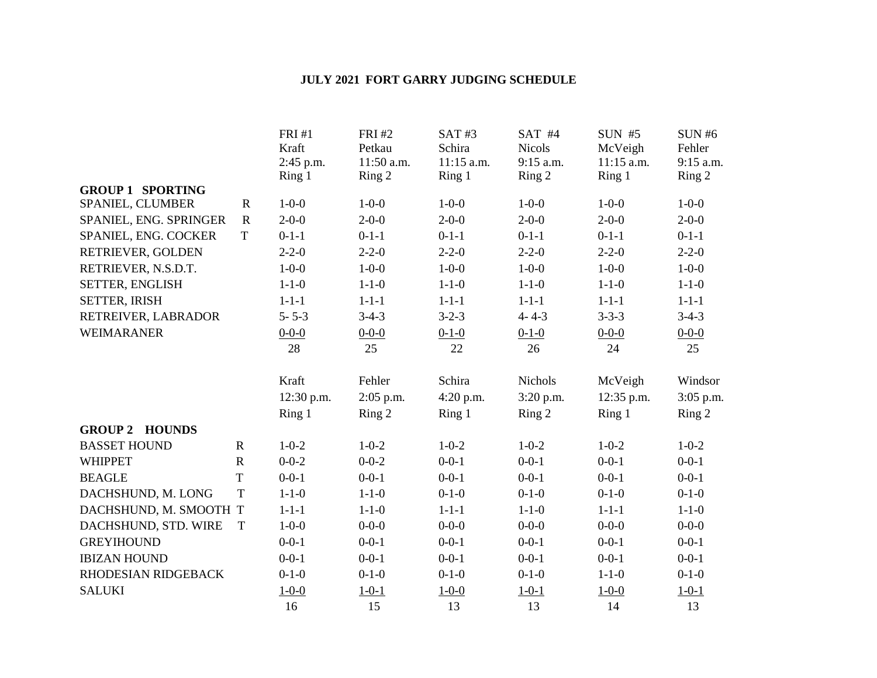# JULY 2021 FORT GARRY JUDGING SCHEDULE

| | | FRI #1<br>Kraft<br>2:45 p.m.<br>Ring 1 | FRI #2<br>Petkau<br>11:50 a.m.<br>Ring 2 | SAT #3<br>Schira<br>11:15 a.m.<br>Ring 1 | SAT #4<br>Nicols<br>9:15 a.m.<br>Ring 2 | SUN #5<br>McVeigh<br>11:15 a.m.<br>Ring 1 | SUN #6<br>Fehler<br>9:15 a.m.<br>Ring 2 |
|---|---|---|---|---|---|---|---|
| **GROUP 1 SPORTING** | | | | | | | |
| SPANIEL, CLUMBER | R | 1-0-0 | 1-0-0 | 1-0-0 | 1-0-0 | 1-0-0 | 1-0-0 |
| SPANIEL, ENG. SPRINGER | R | 2-0-0 | 2-0-0 | 2-0-0 | 2-0-0 | 2-0-0 | 2-0-0 |
| SPANIEL, ENG. COCKER | T | 0-1-1 | 0-1-1 | 0-1-1 | 0-1-1 | 0-1-1 | 0-1-1 |
| RETRIEVER, GOLDEN | | 2-2-0 | 2-2-0 | 2-2-0 | 2-2-0 | 2-2-0 | 2-2-0 |
| RETRIEVER, N.S.D.T. | | 1-0-0 | 1-0-0 | 1-0-0 | 1-0-0 | 1-0-0 | 1-0-0 |
| SETTER, ENGLISH | | 1-1-0 | 1-1-0 | 1-1-0 | 1-1-0 | 1-1-0 | 1-1-0 |
| SETTER, IRISH | | 1-1-1 | 1-1-1 | 1-1-1 | 1-1-1 | 1-1-1 | 1-1-1 |
| RETREIVER, LABRADOR | | 5- 5-3 | 3-4-3 | 3-2-3 | 4- 4-3 | 3-3-3 | 3-4-3 |
| WEIMARANER | | 0-0-0 | 0-0-0 | 0-1-0 | 0-1-0 | 0-0-0 | 0-0-0 |
| | | 28 | 25 | 22 | 26 | 24 | 25 |

| | | Kraft<br>12:30 p.m.<br>Ring 1 | Fehler<br>2:05 p.m.<br>Ring 2 | Schira<br>4:20 p.m.<br>Ring 1 | Nichols<br>3:20 p.m.<br>Ring 2 | McVeigh<br>12:35 p.m.<br>Ring 1 | Windsor<br>3:05 p.m.<br>Ring 2 |
|---|---|---|---|---|---|---|---|
| **GROUP 2 HOUNDS** | | | | | | | |
| BASSET HOUND | R | 1-0-2 | 1-0-2 | 1-0-2 | 1-0-2 | 1-0-2 | 1-0-2 |
| WHIPPET | R | 0-0-2 | 0-0-2 | 0-0-1 | 0-0-1 | 0-0-1 | 0-0-1 |
| BEAGLE | T | 0-0-1 | 0-0-1 | 0-0-1 | 0-0-1 | 0-0-1 | 0-0-1 |
| DACHSHUND, M. LONG | T | 1-1-0 | 1-1-0 | 0-1-0 | 0-1-0 | 0-1-0 | 0-1-0 |
| DACHSHUND, M. SMOOTH | T | 1-1-1 | 1-1-0 | 1-1-1 | 1-1-0 | 1-1-1 | 1-1-0 |
| DACHSHUND, STD. WIRE | T | 1-0-0 | 0-0-0 | 0-0-0 | 0-0-0 | 0-0-0 | 0-0-0 |
| GREYIHOUND | | 0-0-1 | 0-0-1 | 0-0-1 | 0-0-1 | 0-0-1 | 0-0-1 |
| IBIZAN HOUND | | 0-0-1 | 0-0-1 | 0-0-1 | 0-0-1 | 0-0-1 | 0-0-1 |
| RHODESIAN RIDGEBACK | | 0-1-0 | 0-1-0 | 0-1-0 | 0-1-0 | 1-1-0 | 0-1-0 |
| SALUKI | | 1-0-0 | 1-0-1 | 1-0-0 | 1-0-1 | 1-0-0 | 1-0-1 |
| | | 16 | 15 | 13 | 13 | 14 | 13 |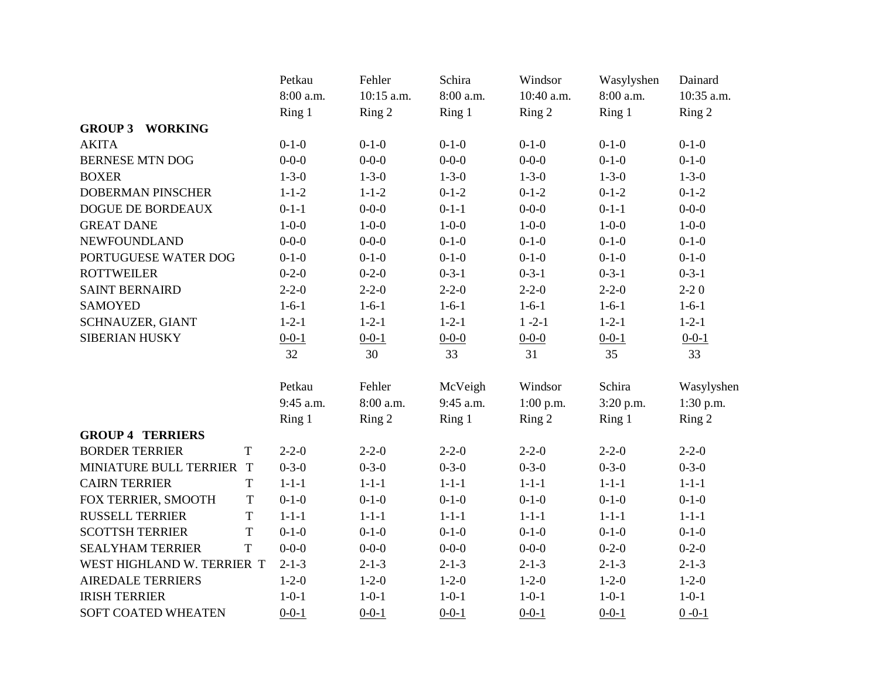| | Petkau | Fehler | Schira | Windsor | Wasylyshen | Dainard |
|---|---|---|---|---|---|---|
| | 8:00 a.m. | 10:15 a.m. | 8:00 a.m. | 10:40 a.m. | 8:00 a.m. | 10:35 a.m. |
| | Ring 1 | Ring 2 | Ring 1 | Ring 2 | Ring 1 | Ring 2 |
| **GROUP 3 WORKING** | | | | | | |
| AKITA | 0-1-0 | 0-1-0 | 0-1-0 | 0-1-0 | 0-1-0 | 0-1-0 |
| BERNESE MTN DOG | 0-0-0 | 0-0-0 | 0-0-0 | 0-0-0 | 0-1-0 | 0-1-0 |
| BOXER | 1-3-0 | 1-3-0 | 1-3-0 | 1-3-0 | 1-3-0 | 1-3-0 |
| DOBERMAN PINSCHER | 1-1-2 | 1-1-2 | 0-1-2 | 0-1-2 | 0-1-2 | 0-1-2 |
| DOGUE DE BORDEAUX | 0-1-1 | 0-0-0 | 0-1-1 | 0-0-0 | 0-1-1 | 0-0-0 |
| GREAT DANE | 1-0-0 | 1-0-0 | 1-0-0 | 1-0-0 | 1-0-0 | 1-0-0 |
| NEWFOUNDLAND | 0-0-0 | 0-0-0 | 0-1-0 | 0-1-0 | 0-1-0 | 0-1-0 |
| PORTUGUESE WATER DOG | 0-1-0 | 0-1-0 | 0-1-0 | 0-1-0 | 0-1-0 | 0-1-0 |
| ROTTWEILER | 0-2-0 | 0-2-0 | 0-3-1 | 0-3-1 | 0-3-1 | 0-3-1 |
| SAINT BERNAIRD | 2-2-0 | 2-2-0 | 2-2-0 | 2-2-0 | 2-2-0 | 2-2 0 |
| SAMOYED | 1-6-1 | 1-6-1 | 1-6-1 | 1-6-1 | 1-6-1 | 1-6-1 |
| SCHNAUZER, GIANT | 1-2-1 | 1-2-1 | 1-2-1 | 1 -2-1 | 1-2-1 | 1-2-1 |
| SIBERIAN HUSKY | 0-0-1 | 0-0-1 | 0-0-0 | 0-0-0 | 0-0-1 | 0-0-1 |
| | 32 | 30 | 33 | 31 | 35 | 33 |

| | | Petkau | Fehler | McVeigh | Windsor | Schira | Wasylyshen |
|---|---|---|---|---|---|---|---|
| | | 9:45 a.m. | 8:00 a.m. | 9:45 a.m. | 1:00 p.m. | 3:20 p.m. | 1:30 p.m. |
| | | Ring 1 | Ring 2 | Ring 1 | Ring 2 | Ring 1 | Ring 2 |
| **GROUP 4 TERRIERS** | | | | | | | |
| BORDER TERRIER | T | 2-2-0 | 2-2-0 | 2-2-0 | 2-2-0 | 2-2-0 | 2-2-0 |
| MINIATURE BULL TERRIER | T | 0-3-0 | 0-3-0 | 0-3-0 | 0-3-0 | 0-3-0 | 0-3-0 |
| CAIRN TERRIER | T | 1-1-1 | 1-1-1 | 1-1-1 | 1-1-1 | 1-1-1 | 1-1-1 |
| FOX TERRIER, SMOOTH | T | 0-1-0 | 0-1-0 | 0-1-0 | 0-1-0 | 0-1-0 | 0-1-0 |
| RUSSELL TERRIER | T | 1-1-1 | 1-1-1 | 1-1-1 | 1-1-1 | 1-1-1 | 1-1-1 |
| SCOTTSH TERRIER | T | 0-1-0 | 0-1-0 | 0-1-0 | 0-1-0 | 0-1-0 | 0-1-0 |
| SEALYHAM TERRIER | T | 0-0-0 | 0-0-0 | 0-0-0 | 0-0-0 | 0-2-0 | 0-2-0 |
| WEST HIGHLAND W. TERRIER | T | 2-1-3 | 2-1-3 | 2-1-3 | 2-1-3 | 2-1-3 | 2-1-3 |
| AIREDALE TERRIERS | | 1-2-0 | 1-2-0 | 1-2-0 | 1-2-0 | 1-2-0 | 1-2-0 |
| IRISH TERRIER | | 1-0-1 | 1-0-1 | 1-0-1 | 1-0-1 | 1-0-1 | 1-0-1 |
| SOFT COATED WHEATEN | | 0-0-1 | 0-0-1 | 0-0-1 | 0-0-1 | 0-0-1 | 0 -0-1 |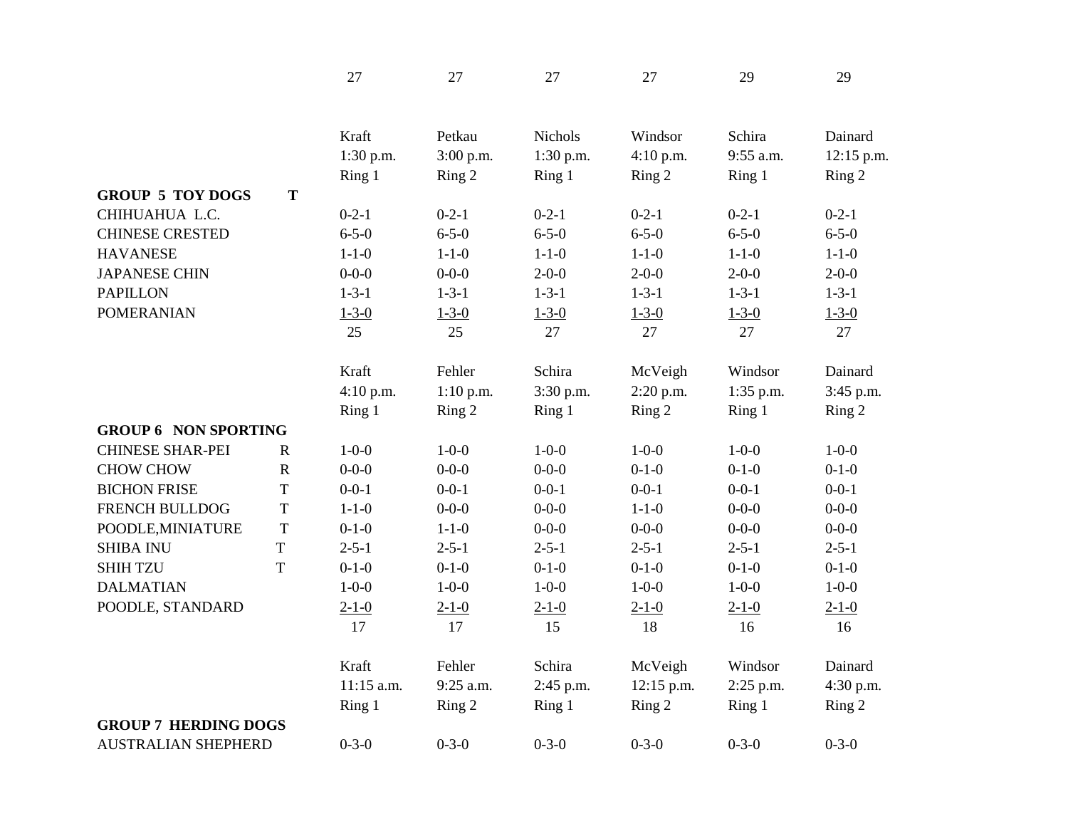| | | | | | | | |
|---|---|---|---|---|---|---|---|
| | | 27 | 27 | 27 | 27 | 29 | 29 |
| | | Kraft | Petkau | Nichols | Windsor | Schira | Dainard |
| | | 1:30 p.m. | 3:00 p.m. | 1:30 p.m. | 4:10 p.m. | 9:55 a.m. | 12:15 p.m. |
| | | Ring 1 | Ring 2 | Ring 1 | Ring 2 | Ring 1 | Ring 2 |
| **GROUP 5 TOY DOGS** | **T** | | | | | | |
| CHIHUAHUA L.C. | | 0-2-1 | 0-2-1 | 0-2-1 | 0-2-1 | 0-2-1 | 0-2-1 |
| CHINESE CRESTED | | 6-5-0 | 6-5-0 | 6-5-0 | 6-5-0 | 6-5-0 | 6-5-0 |
| HAVANESE | | 1-1-0 | 1-1-0 | 1-1-0 | 1-1-0 | 1-1-0 | 1-1-0 |
| JAPANESE CHIN | | 0-0-0 | 0-0-0 | 2-0-0 | 2-0-0 | 2-0-0 | 2-0-0 |
| PAPILLON | | 1-3-1 | 1-3-1 | 1-3-1 | 1-3-1 | 1-3-1 | 1-3-1 |
| POMERANIAN | | 1-3-0 | 1-3-0 | 1-3-0 | 1-3-0 | 1-3-0 | 1-3-0 |
| | | 25 | 25 | 27 | 27 | 27 | 27 |

| | | | | | | | |
|---|---|---|---|---|---|---|---|
| | | Kraft | Fehler | Schira | McVeigh | Windsor | Dainard |
| | | 4:10 p.m. | 1:10 p.m. | 3:30 p.m. | 2:20 p.m. | 1:35 p.m. | 3:45 p.m. |
| | | Ring 1 | Ring 2 | Ring 1 | Ring 2 | Ring 1 | Ring 2 |
| **GROUP 6 NON SPORTING** | | | | | | | |
| CHINESE SHAR-PEI | R | 1-0-0 | 1-0-0 | 1-0-0 | 1-0-0 | 1-0-0 | 1-0-0 |
| CHOW CHOW | R | 0-0-0 | 0-0-0 | 0-0-0 | 0-1-0 | 0-1-0 | 0-1-0 |
| BICHON FRISE | T | 0-0-1 | 0-0-1 | 0-0-1 | 0-0-1 | 0-0-1 | 0-0-1 |
| FRENCH BULLDOG | T | 1-1-0 | 0-0-0 | 0-0-0 | 1-1-0 | 0-0-0 | 0-0-0 |
| POODLE,MINIATURE | T | 0-1-0 | 1-1-0 | 0-0-0 | 0-0-0 | 0-0-0 | 0-0-0 |
| SHIBA INU | T | 2-5-1 | 2-5-1 | 2-5-1 | 2-5-1 | 2-5-1 | 2-5-1 |
| SHIH TZU | T | 0-1-0 | 0-1-0 | 0-1-0 | 0-1-0 | 0-1-0 | 0-1-0 |
| DALMATIAN | | 1-0-0 | 1-0-0 | 1-0-0 | 1-0-0 | 1-0-0 | 1-0-0 |
| POODLE, STANDARD | | 2-1-0 | 2-1-0 | 2-1-0 | 2-1-0 | 2-1-0 | 2-1-0 |
| | | 17 | 17 | 15 | 18 | 16 | 16 |

| | | | | | | |
|---|---|---|---|---|---|---|
| | Kraft | Fehler | Schira | McVeigh | Windsor | Dainard |
| | 11:15 a.m. | 9:25 a.m. | 2:45 p.m. | 12:15 p.m. | 2:25 p.m. | 4:30 p.m. |
| | Ring 1 | Ring 2 | Ring 1 | Ring 2 | Ring 1 | Ring 2 |
| **GROUP 7 HERDING DOGS** | | | | | | |
| AUSTRALIAN SHEPHERD | 0-3-0 | 0-3-0 | 0-3-0 | 0-3-0 | 0-3-0 | 0-3-0 |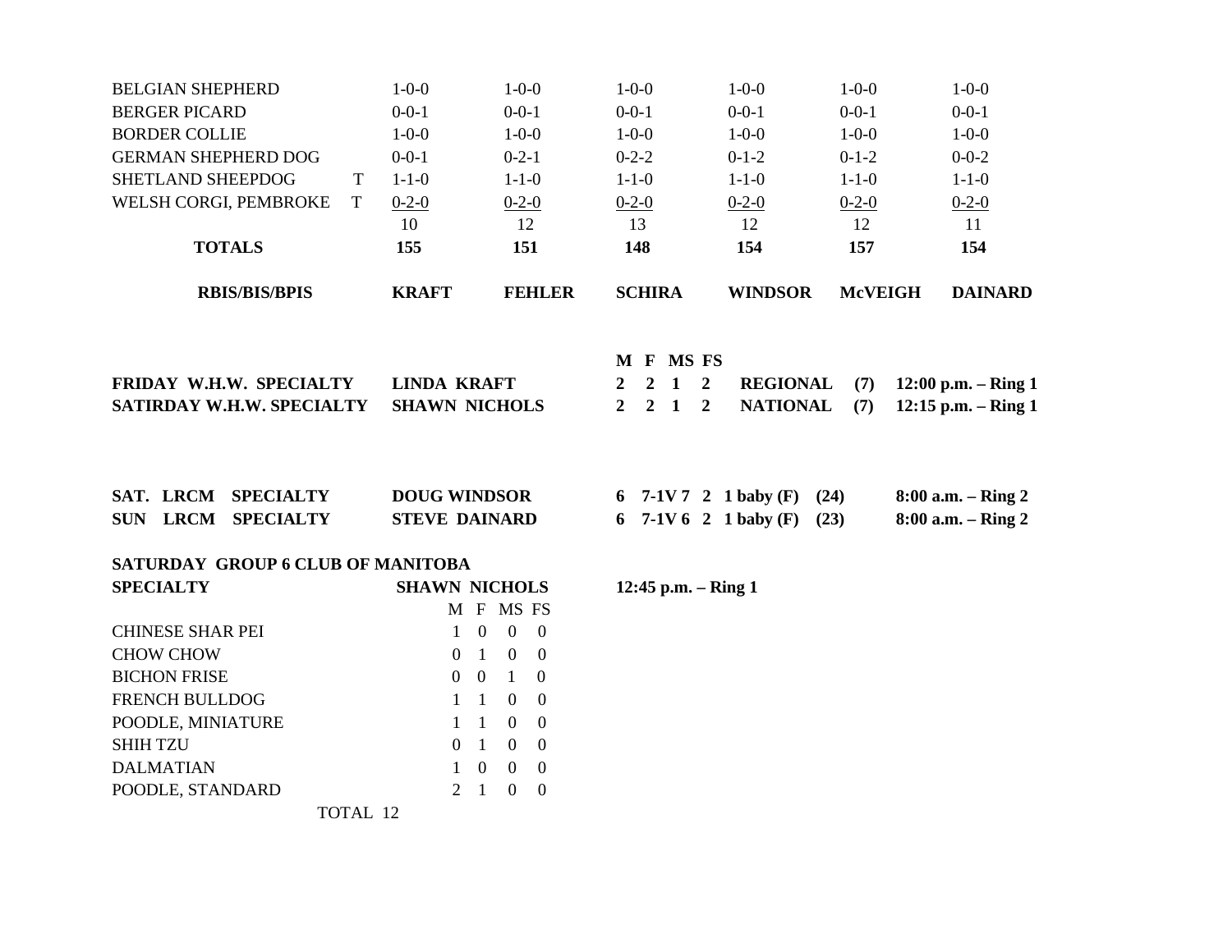| | | | | | | | |
|---|---|---|---|---|---|---|---|
| BELGIAN SHEPHERD | | 1-0-0 | 1-0-0 | 1-0-0 | 1-0-0 | 1-0-0 | 1-0-0 |
| BERGER PICARD | | 0-0-1 | 0-0-1 | 0-0-1 | 0-0-1 | 0-0-1 | 0-0-1 |
| BORDER COLLIE | | 1-0-0 | 1-0-0 | 1-0-0 | 1-0-0 | 1-0-0 | 1-0-0 |
| GERMAN SHEPHERD DOG | | 0-0-1 | 0-2-1 | 0-2-2 | 0-1-2 | 0-1-2 | 0-0-2 |
| SHETLAND SHEEPDOG | T | 1-1-0 | 1-1-0 | 1-1-0 | 1-1-0 | 1-1-0 | 1-1-0 |
| WELSH CORGI, PEMBROKE | T | 0-2-0 | 0-2-0 | 0-2-0 | 0-2-0 | 0-2-0 | 0-2-0 |
| | | 10 | 12 | 13 | 12 | 12 | 11 |
| **TOTALS** | | **155** | **151** | **148** | **154** | **157** | **154** |
| **RBIS/BIS/BPIS** | | **KRAFT** | **FEHLER** | **SCHIRA** | **WINDSOR** | **McVEIGH** | **DAINARD** |

| | | M | F | MS | FS | | | |
|---|---|---|---|---|---|---|---|---|
| **FRIDAY W.H.W. SPECIALTY** | **LINDA KRAFT** | **2** | **2** | **1** | **2** | **REGIONAL** | **(7)** | **12:00 p.m. – Ring 1** |
| **SATIRDAY W.H.W. SPECIALTY** | **SHAWN NICHOLS** | **2** | **2** | **1** | **2** | **NATIONAL** | **(7)** | **12:15 p.m. – Ring 1** |

| | | | | | | | | |
|---|---|---|---|---|---|---|---|---|
| **SAT. LRCM SPECIALTY** | **DOUG WINDSOR** | **6** | **7-1V** | **7** | **2** | **1 baby (F)** | **(24)** | **8:00 a.m. – Ring 2** |
| **SUN LRCM SPECIALTY** | **STEVE DAINARD** | **6** | **7-1V** | **6** | **2** | **1 baby (F)** | **(23)** | **8:00 a.m. – Ring 2** |

**SATURDAY GROUP 6 CLUB OF MANITOBA**

**SPECIALTY** **SHAWN NICHOLS** **12:45 p.m. – Ring 1**

| | M | F | MS | FS |
|---|---|---|---|---|
| CHINESE SHAR PEI | 1 | 0 | 0 | 0 |
| CHOW CHOW | 0 | 1 | 0 | 0 |
| BICHON FRISE | 0 | 0 | 1 | 0 |
| FRENCH BULLDOG | 1 | 1 | 0 | 0 |
| POODLE, MINIATURE | 1 | 1 | 0 | 0 |
| SHIH TZU | 0 | 1 | 0 | 0 |
| DALMATIAN | 1 | 0 | 0 | 0 |
| POODLE, STANDARD | 2 | 1 | 0 | 0 |
| TOTAL 12 | | | | |